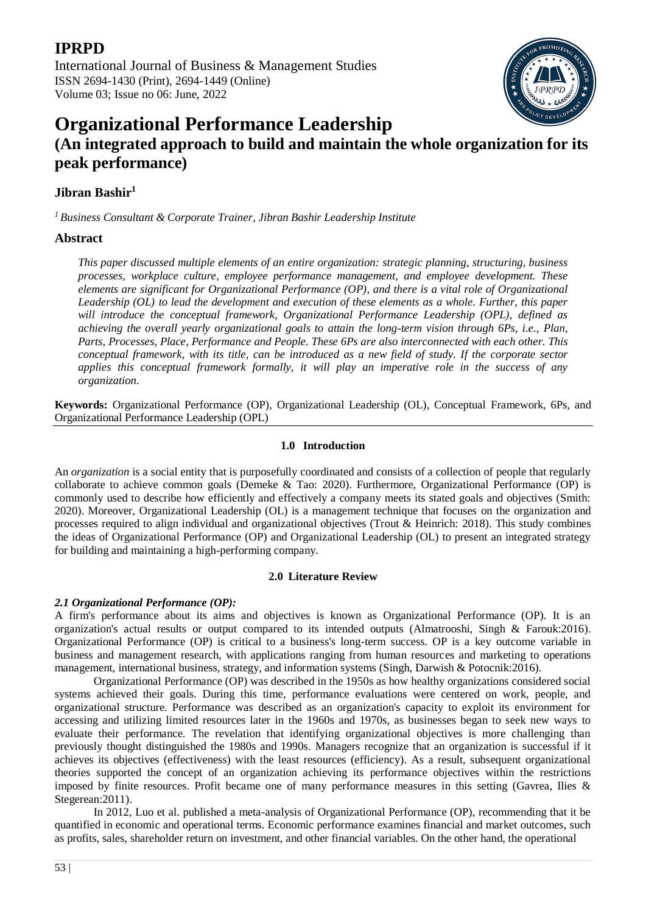# Organizational Performance Leadership

## (An integrated approach to build and maintain the whole organization for its peak performance)

**Jibran Bashir**[1]

[1] *Business Consultant & Corporate Trainer, Jibran Bashir Leadership Institute*

## Abstract

*This paper discussed multiple elements of an entire organization: strategic planning, structuring, business processes, workplace culture, employee performance management, and employee development. These elements are significant for Organizational Performance (OP), and there is a vital role of Organizational Leadership (OL) to lead the development and execution of these elements as a whole. Further, this paper will introduce the conceptual framework, Organizational Performance Leadership (OPL), defined as achieving the overall yearly organizational goals to attain the long-term vision through 6Ps, i.e., Plan, Parts, Processes, Place, Performance and People. These 6Ps are also interconnected with each other. This conceptual framework, with its title, can be introduced as a new field of study. If the corporate sector applies this conceptual framework formally, it will play an imperative role in the success of any organization.*

**Keywords:** Organizational Performance (OP), Organizational Leadership (OL), Conceptual Framework, 6Ps, and Organizational Performance Leadership (OPL)

## 1.0 Introduction

An *organization* is a social entity that is purposefully coordinated and consists of a collection of people that regularly collaborate to achieve common goals (Demeke & Tao: 2020). Furthermore, Organizational Performance (OP) is commonly used to describe how efficiently and effectively a company meets its stated goals and objectives (Smith: 2020). Moreover, Organizational Leadership (OL) is a management technique that focuses on the organization and processes required to align individual and organizational objectives (Trout & Heinrich: 2018). This study combines the ideas of Organizational Performance (OP) and Organizational Leadership (OL) to present an integrated strategy for building and maintaining a high-performing company.

## 2.0 Literature Review

### *2.1 Organizational Performance (OP):*

A firm's performance about its aims and objectives is known as Organizational Performance (OP). It is an organization's actual results or output compared to its intended outputs (Almatrooshi, Singh & Farouk:2016). Organizational Performance (OP) is critical to a business's long-term success. OP is a key outcome variable in business and management research, with applications ranging from human resources and marketing to operations management, international business, strategy, and information systems (Singh, Darwish & Potocnik:2016).

Organizational Performance (OP) was described in the 1950s as how healthy organizations considered social systems achieved their goals. During this time, performance evaluations were centered on work, people, and organizational structure. Performance was described as an organization's capacity to exploit its environment for accessing and utilizing limited resources later in the 1960s and 1970s, as businesses began to seek new ways to evaluate their performance. The revelation that identifying organizational objectives is more challenging than previously thought distinguished the 1980s and 1990s. Managers recognize that an organization is successful if it achieves its objectives (effectiveness) with the least resources (efficiency). As a result, subsequent organizational theories supported the concept of an organization achieving its performance objectives within the restrictions imposed by finite resources. Profit became one of many performance measures in this setting (Gavrea, Ilies & Stegerean:2011).

In 2012, Luo et al. published a meta-analysis of Organizational Performance (OP), recommending that it be quantified in economic and operational terms. Economic performance examines financial and market outcomes, such as profits, sales, shareholder return on investment, and other financial variables. On the other hand, the operational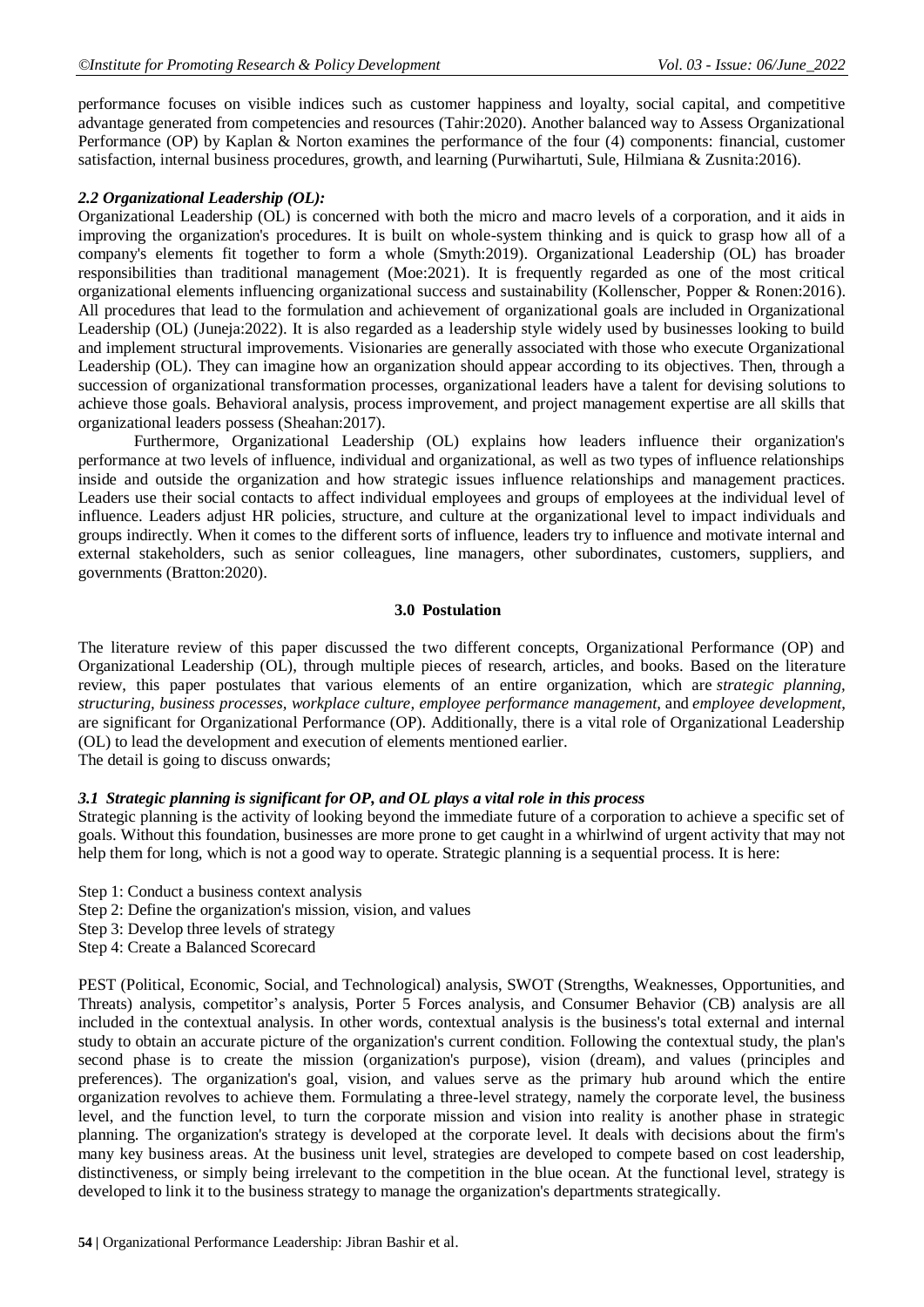performance focuses on visible indices such as customer happiness and loyalty, social capital, and competitive advantage generated from competencies and resources (Tahir:2020). Another balanced way to Assess Organizational Performance (OP) by Kaplan & Norton examines the performance of the four (4) components: financial, customer satisfaction, internal business procedures, growth, and learning (Purwihartuti, Sule, Hilmiana & Zusnita:2016).

### *2.2 Organizational Leadership (OL):*

Organizational Leadership (OL) is concerned with both the micro and macro levels of a corporation, and it aids in improving the organization's procedures. It is built on whole-system thinking and is quick to grasp how all of a company's elements fit together to form a whole (Smyth:2019). Organizational Leadership (OL) has broader responsibilities than traditional management (Moe:2021). It is frequently regarded as one of the most critical organizational elements influencing organizational success and sustainability (Kollenscher, Popper & Ronen:2016). All procedures that lead to the formulation and achievement of organizational goals are included in Organizational Leadership (OL) (Juneja:2022). It is also regarded as a leadership style widely used by businesses looking to build and implement structural improvements. Visionaries are generally associated with those who execute Organizational Leadership (OL). They can imagine how an organization should appear according to its objectives. Then, through a succession of organizational transformation processes, organizational leaders have a talent for devising solutions to achieve those goals. Behavioral analysis, process improvement, and project management expertise are all skills that organizational leaders possess (Sheahan:2017).

Furthermore, Organizational Leadership (OL) explains how leaders influence their organization's performance at two levels of influence, individual and organizational, as well as two types of influence relationships inside and outside the organization and how strategic issues influence relationships and management practices. Leaders use their social contacts to affect individual employees and groups of employees at the individual level of influence. Leaders adjust HR policies, structure, and culture at the organizational level to impact individuals and groups indirectly. When it comes to the different sorts of influence, leaders try to influence and motivate internal and external stakeholders, such as senior colleagues, line managers, other subordinates, customers, suppliers, and governments (Bratton:2020).

## 3.0 Postulation

The literature review of this paper discussed the two different concepts, Organizational Performance (OP) and Organizational Leadership (OL), through multiple pieces of research, articles, and books. Based on the literature review, this paper postulates that various elements of an entire organization, which are *strategic planning, structuring, business processes, workplace culture, employee performance management,* and *employee development*, are significant for Organizational Performance (OP). Additionally, there is a vital role of Organizational Leadership (OL) to lead the development and execution of elements mentioned earlier.
The detail is going to discuss onwards;

### *3.1 Strategic planning is significant for OP, and OL plays a vital role in this process*

Strategic planning is the activity of looking beyond the immediate future of a corporation to achieve a specific set of goals. Without this foundation, businesses are more prone to get caught in a whirlwind of urgent activity that may not help them for long, which is not a good way to operate. Strategic planning is a sequential process. It is here:

Step 1: Conduct a business context analysis
Step 2: Define the organization's mission, vision, and values
Step 3: Develop three levels of strategy
Step 4: Create a Balanced Scorecard

PEST (Political, Economic, Social, and Technological) analysis, SWOT (Strengths, Weaknesses, Opportunities, and Threats) analysis, competitor's analysis, Porter 5 Forces analysis, and Consumer Behavior (CB) analysis are all included in the contextual analysis. In other words, contextual analysis is the business's total external and internal study to obtain an accurate picture of the organization's current condition. Following the contextual study, the plan's second phase is to create the mission (organization's purpose), vision (dream), and values (principles and preferences). The organization's goal, vision, and values serve as the primary hub around which the entire organization revolves to achieve them. Formulating a three-level strategy, namely the corporate level, the business level, and the function level, to turn the corporate mission and vision into reality is another phase in strategic planning. The organization's strategy is developed at the corporate level. It deals with decisions about the firm's many key business areas. At the business unit level, strategies are developed to compete based on cost leadership, distinctiveness, or simply being irrelevant to the competition in the blue ocean. At the functional level, strategy is developed to link it to the business strategy to manage the organization's departments strategically.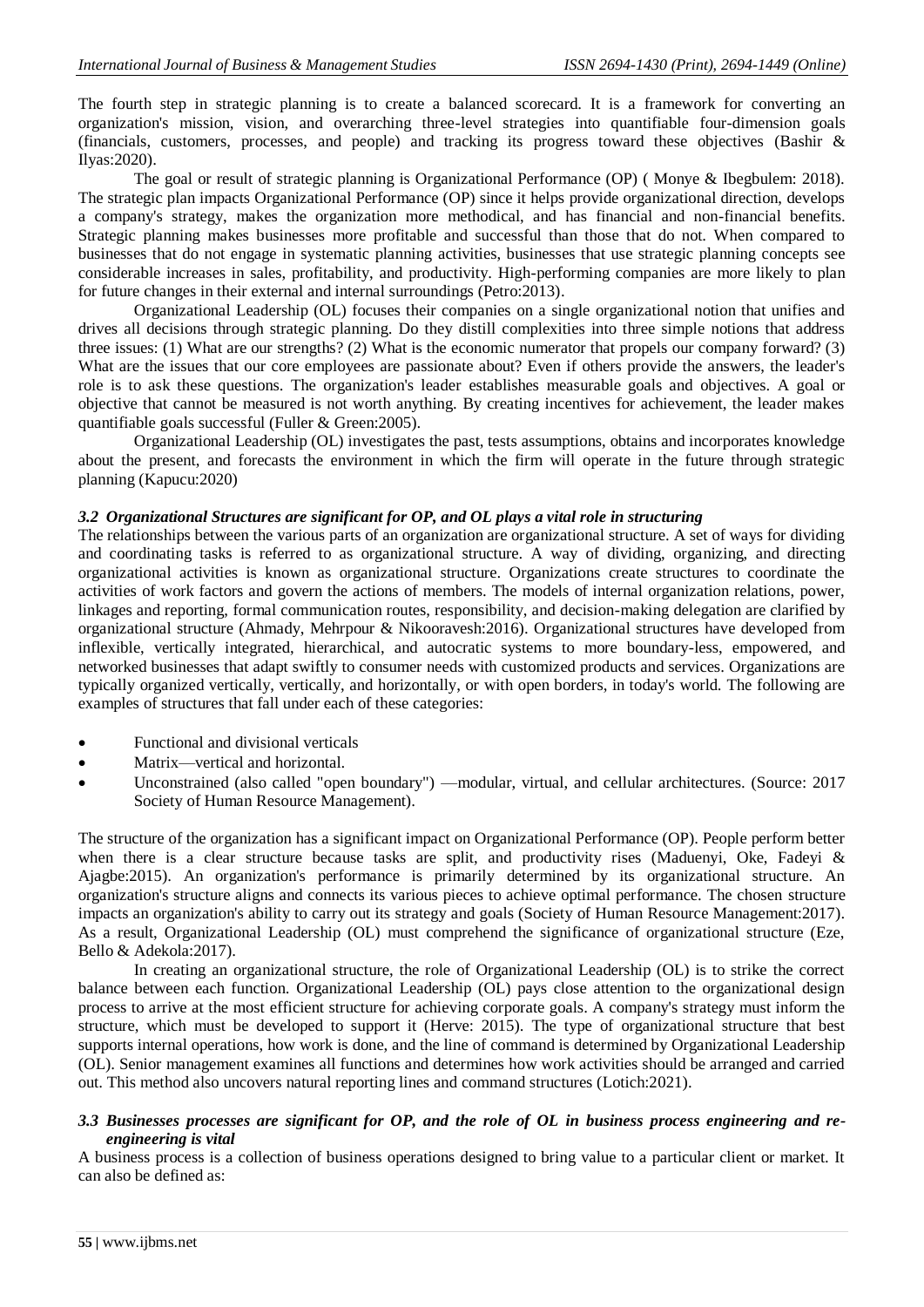The fourth step in strategic planning is to create a balanced scorecard. It is a framework for converting an organization's mission, vision, and overarching three-level strategies into quantifiable four-dimension goals (financials, customers, processes, and people) and tracking its progress toward these objectives (Bashir & Ilyas:2020).

The goal or result of strategic planning is Organizational Performance (OP) ( Monye & Ibegbulem: 2018). The strategic plan impacts Organizational Performance (OP) since it helps provide organizational direction, develops a company's strategy, makes the organization more methodical, and has financial and non-financial benefits. Strategic planning makes businesses more profitable and successful than those that do not. When compared to businesses that do not engage in systematic planning activities, businesses that use strategic planning concepts see considerable increases in sales, profitability, and productivity. High-performing companies are more likely to plan for future changes in their external and internal surroundings (Petro:2013).

Organizational Leadership (OL) focuses their companies on a single organizational notion that unifies and drives all decisions through strategic planning. Do they distill complexities into three simple notions that address three issues: (1) What are our strengths? (2) What is the economic numerator that propels our company forward? (3) What are the issues that our core employees are passionate about? Even if others provide the answers, the leader's role is to ask these questions. The organization's leader establishes measurable goals and objectives. A goal or objective that cannot be measured is not worth anything. By creating incentives for achievement, the leader makes quantifiable goals successful (Fuller & Green:2005).

Organizational Leadership (OL) investigates the past, tests assumptions, obtains and incorporates knowledge about the present, and forecasts the environment in which the firm will operate in the future through strategic planning (Kapucu:2020)

### *3.2 Organizational Structures are significant for OP, and OL plays a vital role in structuring*

The relationships between the various parts of an organization are organizational structure. A set of ways for dividing and coordinating tasks is referred to as organizational structure. A way of dividing, organizing, and directing organizational activities is known as organizational structure. Organizations create structures to coordinate the activities of work factors and govern the actions of members. The models of internal organization relations, power, linkages and reporting, formal communication routes, responsibility, and decision-making delegation are clarified by organizational structure (Ahmady, Mehrpour & Nikooravesh:2016). Organizational structures have developed from inflexible, vertically integrated, hierarchical, and autocratic systems to more boundary-less, empowered, and networked businesses that adapt swiftly to consumer needs with customized products and services. Organizations are typically organized vertically, vertically, and horizontally, or with open borders, in today's world. The following are examples of structures that fall under each of these categories:

- Functional and divisional verticals
- Matrix—vertical and horizontal.
- Unconstrained (also called "open boundary") —modular, virtual, and cellular architectures. (Source: 2017 Society of Human Resource Management).

The structure of the organization has a significant impact on Organizational Performance (OP). People perform better when there is a clear structure because tasks are split, and productivity rises (Maduenyi, Oke, Fadeyi & Ajagbe:2015). An organization's performance is primarily determined by its organizational structure. An organization's structure aligns and connects its various pieces to achieve optimal performance. The chosen structure impacts an organization's ability to carry out its strategy and goals (Society of Human Resource Management:2017). As a result, Organizational Leadership (OL) must comprehend the significance of organizational structure (Eze, Bello & Adekola:2017).

In creating an organizational structure, the role of Organizational Leadership (OL) is to strike the correct balance between each function. Organizational Leadership (OL) pays close attention to the organizational design process to arrive at the most efficient structure for achieving corporate goals. A company's strategy must inform the structure, which must be developed to support it (Herve: 2015). The type of organizational structure that best supports internal operations, how work is done, and the line of command is determined by Organizational Leadership (OL). Senior management examines all functions and determines how work activities should be arranged and carried out. This method also uncovers natural reporting lines and command structures (Lotich:2021).

### *3.3 Businesses processes are significant for OP, and the role of OL in business process engineering and re-engineering is vital*

A business process is a collection of business operations designed to bring value to a particular client or market. It can also be defined as: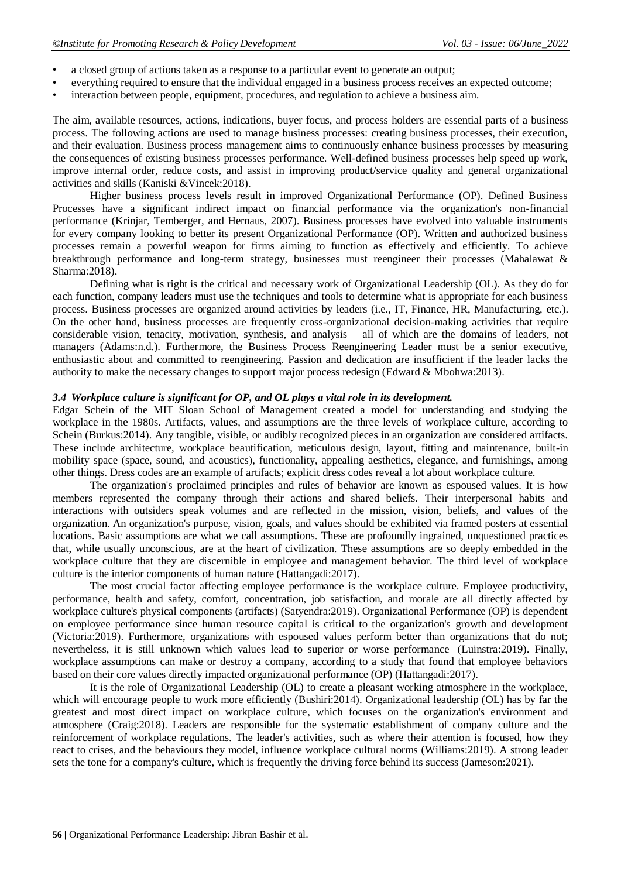- a closed group of actions taken as a response to a particular event to generate an output;
- everything required to ensure that the individual engaged in a business process receives an expected outcome;
- interaction between people, equipment, procedures, and regulation to achieve a business aim.

The aim, available resources, actions, indications, buyer focus, and process holders are essential parts of a business process. The following actions are used to manage business processes: creating business processes, their execution, and their evaluation. Business process management aims to continuously enhance business processes by measuring the consequences of existing business processes performance. Well-defined business processes help speed up work, improve internal order, reduce costs, and assist in improving product/service quality and general organizational activities and skills (Kaniski &Vincek:2018).

Higher business process levels result in improved Organizational Performance (OP). Defined Business Processes have a significant indirect impact on financial performance via the organization's non-financial performance (Krinjar, Temberger, and Hernaus, 2007). Business processes have evolved into valuable instruments for every company looking to better its present Organizational Performance (OP). Written and authorized business processes remain a powerful weapon for firms aiming to function as effectively and efficiently. To achieve breakthrough performance and long-term strategy, businesses must reengineer their processes (Mahalawat & Sharma:2018).

Defining what is right is the critical and necessary work of Organizational Leadership (OL). As they do for each function, company leaders must use the techniques and tools to determine what is appropriate for each business process. Business processes are organized around activities by leaders (i.e., IT, Finance, HR, Manufacturing, etc.). On the other hand, business processes are frequently cross-organizational decision-making activities that require considerable vision, tenacity, motivation, synthesis, and analysis – all of which are the domains of leaders, not managers (Adams:n.d.). Furthermore, the Business Process Reengineering Leader must be a senior executive, enthusiastic about and committed to reengineering. Passion and dedication are insufficient if the leader lacks the authority to make the necessary changes to support major process redesign (Edward & Mbohwa:2013).

### *3.4 Workplace culture is significant for OP, and OL plays a vital role in its development.*

Edgar Schein of the MIT Sloan School of Management created a model for understanding and studying the workplace in the 1980s. Artifacts, values, and assumptions are the three levels of workplace culture, according to Schein (Burkus:2014). Any tangible, visible, or audibly recognized pieces in an organization are considered artifacts. These include architecture, workplace beautification, meticulous design, layout, fitting and maintenance, built-in mobility space (space, sound, and acoustics), functionality, appealing aesthetics, elegance, and furnishings, among other things. Dress codes are an example of artifacts; explicit dress codes reveal a lot about workplace culture.

The organization's proclaimed principles and rules of behavior are known as espoused values. It is how members represented the company through their actions and shared beliefs. Their interpersonal habits and interactions with outsiders speak volumes and are reflected in the mission, vision, beliefs, and values of the organization. An organization's purpose, vision, goals, and values should be exhibited via framed posters at essential locations. Basic assumptions are what we call assumptions. These are profoundly ingrained, unquestioned practices that, while usually unconscious, are at the heart of civilization. These assumptions are so deeply embedded in the workplace culture that they are discernible in employee and management behavior. The third level of workplace culture is the interior components of human nature (Hattangadi:2017).

The most crucial factor affecting employee performance is the workplace culture. Employee productivity, performance, health and safety, comfort, concentration, job satisfaction, and morale are all directly affected by workplace culture's physical components (artifacts) (Satyendra:2019). Organizational Performance (OP) is dependent on employee performance since human resource capital is critical to the organization's growth and development (Victoria:2019). Furthermore, organizations with espoused values perform better than organizations that do not; nevertheless, it is still unknown which values lead to superior or worse performance (Luinstra:2019). Finally, workplace assumptions can make or destroy a company, according to a study that found that employee behaviors based on their core values directly impacted organizational performance (OP) (Hattangadi:2017).

It is the role of Organizational Leadership (OL) to create a pleasant working atmosphere in the workplace, which will encourage people to work more efficiently (Bushiri:2014). Organizational leadership (OL) has by far the greatest and most direct impact on workplace culture, which focuses on the organization's environment and atmosphere (Craig:2018). Leaders are responsible for the systematic establishment of company culture and the reinforcement of workplace regulations. The leader's activities, such as where their attention is focused, how they react to crises, and the behaviours they model, influence workplace cultural norms (Williams:2019). A strong leader sets the tone for a company's culture, which is frequently the driving force behind its success (Jameson:2021).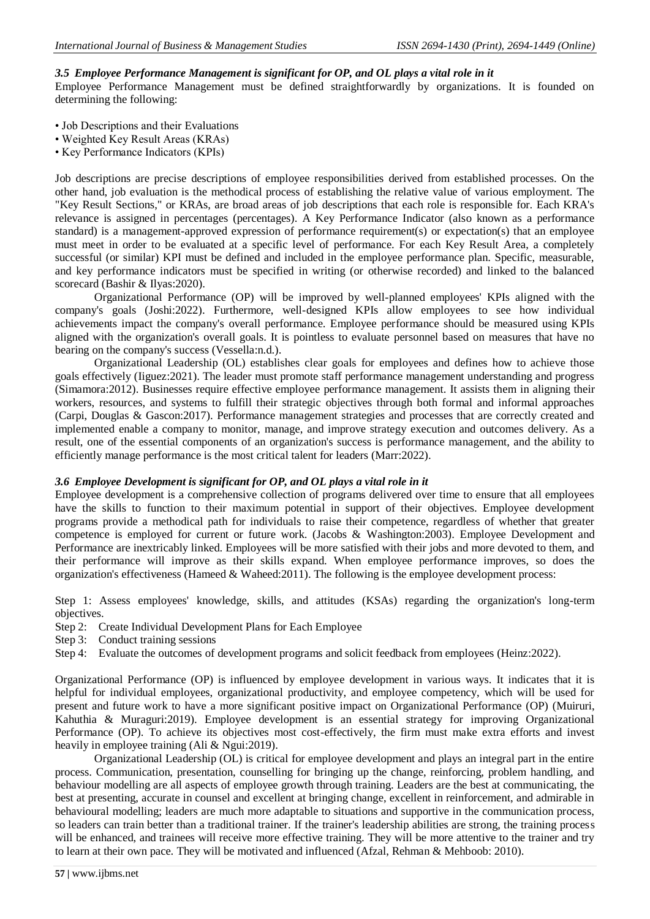### *3.5 Employee Performance Management is significant for OP, and OL plays a vital role in it*

Employee Performance Management must be defined straightforwardly by organizations. It is founded on determining the following:

- Job Descriptions and their Evaluations
- Weighted Key Result Areas (KRAs)
- Key Performance Indicators (KPIs)

Job descriptions are precise descriptions of employee responsibilities derived from established processes. On the other hand, job evaluation is the methodical process of establishing the relative value of various employment. The "Key Result Sections," or KRAs, are broad areas of job descriptions that each role is responsible for. Each KRA's relevance is assigned in percentages (percentages). A Key Performance Indicator (also known as a performance standard) is a management-approved expression of performance requirement(s) or expectation(s) that an employee must meet in order to be evaluated at a specific level of performance. For each Key Result Area, a completely successful (or similar) KPI must be defined and included in the employee performance plan. Specific, measurable, and key performance indicators must be specified in writing (or otherwise recorded) and linked to the balanced scorecard (Bashir & Ilyas:2020).

Organizational Performance (OP) will be improved by well-planned employees' KPIs aligned with the company's goals (Joshi:2022). Furthermore, well-designed KPIs allow employees to see how individual achievements impact the company's overall performance. Employee performance should be measured using KPIs aligned with the organization's overall goals. It is pointless to evaluate personnel based on measures that have no bearing on the company's success (Vessella:n.d.).

Organizational Leadership (OL) establishes clear goals for employees and defines how to achieve those goals effectively (Iiguez:2021). The leader must promote staff performance management understanding and progress (Simamora:2012). Businesses require effective employee performance management. It assists them in aligning their workers, resources, and systems to fulfill their strategic objectives through both formal and informal approaches (Carpi, Douglas & Gascon:2017). Performance management strategies and processes that are correctly created and implemented enable a company to monitor, manage, and improve strategy execution and outcomes delivery. As a result, one of the essential components of an organization's success is performance management, and the ability to efficiently manage performance is the most critical talent for leaders (Marr:2022).

### *3.6 Employee Development is significant for OP, and OL plays a vital role in it*

Employee development is a comprehensive collection of programs delivered over time to ensure that all employees have the skills to function to their maximum potential in support of their objectives. Employee development programs provide a methodical path for individuals to raise their competence, regardless of whether that greater competence is employed for current or future work. (Jacobs & Washington:2003). Employee Development and Performance are inextricably linked. Employees will be more satisfied with their jobs and more devoted to them, and their performance will improve as their skills expand. When employee performance improves, so does the organization's effectiveness (Hameed & Waheed:2011). The following is the employee development process:

Step 1: Assess employees' knowledge, skills, and attitudes (KSAs) regarding the organization's long-term objectives.
Step 2: Create Individual Development Plans for Each Employee
Step 3: Conduct training sessions
Step 4: Evaluate the outcomes of development programs and solicit feedback from employees (Heinz:2022).

Organizational Performance (OP) is influenced by employee development in various ways. It indicates that it is helpful for individual employees, organizational productivity, and employee competency, which will be used for present and future work to have a more significant positive impact on Organizational Performance (OP) (Muiruri, Kahuthia & Muraguri:2019). Employee development is an essential strategy for improving Organizational Performance (OP). To achieve its objectives most cost-effectively, the firm must make extra efforts and invest heavily in employee training (Ali & Ngui:2019).

Organizational Leadership (OL) is critical for employee development and plays an integral part in the entire process. Communication, presentation, counselling for bringing up the change, reinforcing, problem handling, and behaviour modelling are all aspects of employee growth through training. Leaders are the best at communicating, the best at presenting, accurate in counsel and excellent at bringing change, excellent in reinforcement, and admirable in behavioural modelling; leaders are much more adaptable to situations and supportive in the communication process, so leaders can train better than a traditional trainer. If the trainer's leadership abilities are strong, the training process will be enhanced, and trainees will receive more effective training. They will be more attentive to the trainer and try to learn at their own pace. They will be motivated and influenced (Afzal, Rehman & Mehboob: 2010).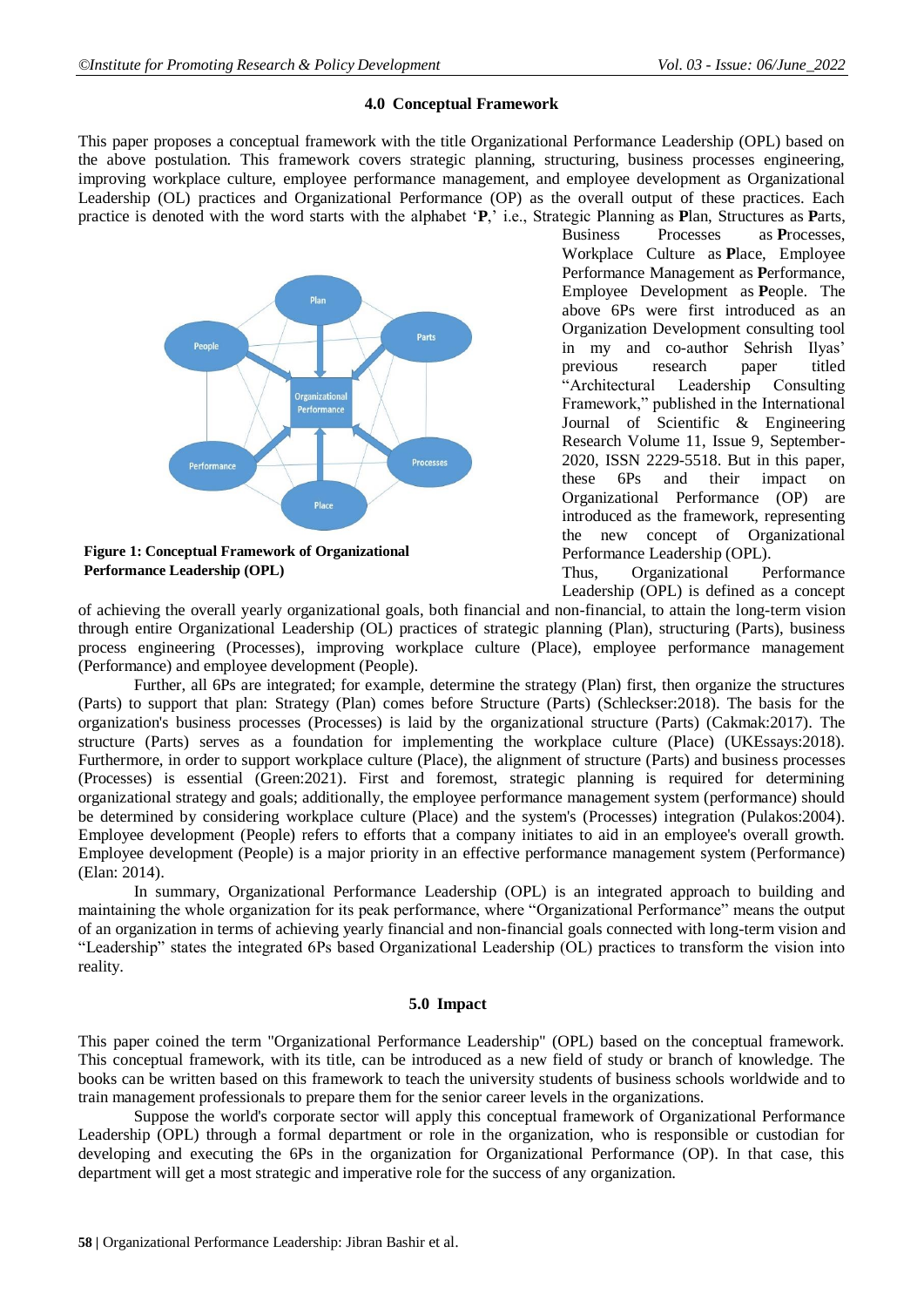### 4.0 Conceptual Framework

This paper proposes a conceptual framework with the title Organizational Performance Leadership (OPL) based on the above postulation. This framework covers strategic planning, structuring, business processes engineering, improving workplace culture, employee performance management, and employee development as Organizational Leadership (OL) practices and Organizational Performance (OP) as the overall output of these practices. Each practice is denoted with the word starts with the alphabet '**P**,' i.e., Strategic Planning as **P**lan, Structures as **P**arts, Business Processes as **P**rocesses, Workplace Culture as **P**lace, Employee Performance Management as **P**erformance, Employee Development as **P**eople. The above 6Ps were first introduced as an Organization Development consulting tool in my and co-author Sehrish Ilyas' previous research paper titled "Architectural Leadership Consulting Framework," published in the International Journal of Scientific & Engineering Research Volume 11, Issue 9, September-2020, ISSN 2229-5518. But in this paper, these 6Ps and their impact on Organizational Performance (OP) are introduced as the framework, representing the new concept of Organizational Performance Leadership (OPL).

**Figure 1: Conceptual Framework of Organizational Performance Leadership (OPL)**

Thus, Organizational Performance Leadership (OPL) is defined as a concept of achieving the overall yearly organizational goals, both financial and non-financial, to attain the long-term vision through entire Organizational Leadership (OL) practices of strategic planning (Plan), structuring (Parts), business process engineering (Processes), improving workplace culture (Place), employee performance management (Performance) and employee development (People).

Further, all 6Ps are integrated; for example, determine the strategy (Plan) first, then organize the structures (Parts) to support that plan: Strategy (Plan) comes before Structure (Parts) (Schleckser:2018). The basis for the organization's business processes (Processes) is laid by the organizational structure (Parts) (Cakmak:2017). The structure (Parts) serves as a foundation for implementing the workplace culture (Place) (UKEssays:2018). Furthermore, in order to support workplace culture (Place), the alignment of structure (Parts) and business processes (Processes) is essential (Green:2021). First and foremost, strategic planning is required for determining organizational strategy and goals; additionally, the employee performance management system (performance) should be determined by considering workplace culture (Place) and the system's (Processes) integration (Pulakos:2004). Employee development (People) refers to efforts that a company initiates to aid in an employee's overall growth. Employee development (People) is a major priority in an effective performance management system (Performance) (Elan: 2014).

In summary, Organizational Performance Leadership (OPL) is an integrated approach to building and maintaining the whole organization for its peak performance, where "Organizational Performance" means the output of an organization in terms of achieving yearly financial and non-financial goals connected with long-term vision and "Leadership" states the integrated 6Ps based Organizational Leadership (OL) practices to transform the vision into reality.

### 5.0 Impact

This paper coined the term "Organizational Performance Leadership" (OPL) based on the conceptual framework. This conceptual framework, with its title, can be introduced as a new field of study or branch of knowledge. The books can be written based on this framework to teach the university students of business schools worldwide and to train management professionals to prepare them for the senior career levels in the organizations.

Suppose the world's corporate sector will apply this conceptual framework of Organizational Performance Leadership (OPL) through a formal department or role in the organization, who is responsible or custodian for developing and executing the 6Ps in the organization for Organizational Performance (OP). In that case, this department will get a most strategic and imperative role for the success of any organization.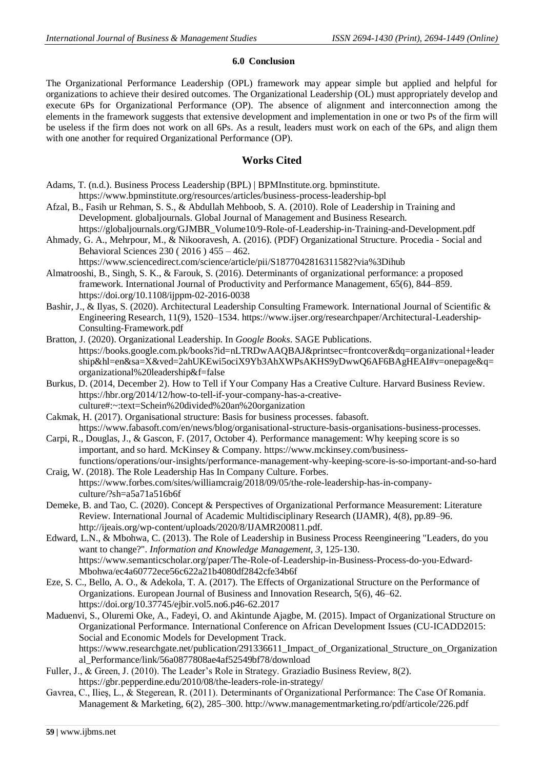## 6.0 Conclusion

The Organizational Performance Leadership (OPL) framework may appear simple but applied and helpful for organizations to achieve their desired outcomes. The Organizational Leadership (OL) must appropriately develop and execute 6Ps for Organizational Performance (OP). The absence of alignment and interconnection among the elements in the framework suggests that extensive development and implementation in one or two Ps of the firm will be useless if the firm does not work on all 6Ps. As a result, leaders must work on each of the 6Ps, and align them with one another for required Organizational Performance (OP).

## Works Cited

Adams, T. (n.d.). Business Process Leadership (BPL) | BPMInstitute.org. bpminstitute. https://www.bpminstitute.org/resources/articles/business-process-leadership-bpl

Afzal, B., Fasih ur Rehman, S. S., & Abdullah Mehboob, S. A. (2010). Role of Leadership in Training and Development. globaljournals. Global Journal of Management and Business Research. https://globaljournals.org/GJMBR_Volume10/9-Role-of-Leadership-in-Training-and-Development.pdf

Ahmady, G. A., Mehrpour, M., & Nikooravesh, A. (2016). (PDF) Organizational Structure. Procedia - Social and Behavioral Sciences 230 ( 2016 ) 455 – 462. https://www.sciencedirect.com/science/article/pii/S1877042816311582?via%3Dihub

Almatrooshi, B., Singh, S. K., & Farouk, S. (2016). Determinants of organizational performance: a proposed framework. International Journal of Productivity and Performance Management, 65(6), 844–859. https://doi.org/10.1108/ijppm-02-2016-0038

Bashir, J., & Ilyas, S. (2020). Architectural Leadership Consulting Framework. International Journal of Scientific & Engineering Research, 11(9), 1520–1534. https://www.ijser.org/researchpaper/Architectural-Leadership-Consulting-Framework.pdf

Bratton, J. (2020). Organizational Leadership. In *Google Books*. SAGE Publications. https://books.google.com.pk/books?id=nLTRDwAAQBAJ&printsec=frontcover&dq=organizational+leadership&hl=en&sa=X&ved=2ahUKEwi5ociX9Yb3AhXWPsAKHS9yDwwQ6AF6BAgHEAI#v=onepage&q=organizational%20leadership&f=false

Burkus, D. (2014, December 2). How to Tell if Your Company Has a Creative Culture. Harvard Business Review. https://hbr.org/2014/12/how-to-tell-if-your-company-has-a-creative-culture#:~:text=Schein%20divided%20an%20organization

Cakmak, H. (2017). Organisational structure: Basis for business processes. fabasoft. https://www.fabasoft.com/en/news/blog/organisational-structure-basis-organisations-business-processes.

Carpi, R., Douglas, J., & Gascon, F. (2017, October 4). Performance management: Why keeping score is so important, and so hard. McKinsey & Company. https://www.mckinsey.com/business-functions/operations/our-insights/performance-management-why-keeping-score-is-so-important-and-so-hard

Craig, W. (2018). The Role Leadership Has In Company Culture. Forbes. https://www.forbes.com/sites/williamcraig/2018/09/05/the-role-leadership-has-in-company-culture/?sh=a5a71a516b6f

Demeke, B. and Tao, C. (2020). Concept & Perspectives of Organizational Performance Measurement: Literature Review. International Journal of Academic Multidisciplinary Research (IJAMR), 4(8), pp.89–96. http://ijeais.org/wp-content/uploads/2020/8/IJAMR200811.pdf.

Edward, L.N., & Mbohwa, C. (2013). The Role of Leadership in Business Process Reengineering "Leaders, do you want to change?". *Information and Knowledge Management, 3*, 125-130. https://www.semanticscholar.org/paper/The-Role-of-Leadership-in-Business-Process-do-you-Edward-Mbohwa/ec4a60772ece56c622a21b4080df2842cfe34b6f

Eze, S. C., Bello, A. O., & Adekola, T. A. (2017). The Effects of Organizational Structure on the Performance of Organizations. European Journal of Business and Innovation Research, 5(6), 46–62. https://doi.org/10.37745/ejbir.vol5.no6.p46-62.2017

Maduenvi, S., Oluremi Oke, A., Fadeyi, O. and Akintunde Ajagbe, M. (2015). Impact of Organizational Structure on Organizational Performance. International Conference on African Development Issues (CU-ICADD2015: Social and Economic Models for Development Track. https://www.researchgate.net/publication/291336611_Impact_of_Organizational_Structure_on_Organizational_Performance/link/56a0877808ae4af52549bf78/download

Fuller, J., & Green, J. (2010). The Leader's Role in Strategy. Graziadio Business Review, 8(2). https://gbr.pepperdine.edu/2010/08/the-leaders-role-in-strategy/

Gavrea, C., Ilieş, L., & Stegerean, R. (2011). Determinants of Organizational Performance: The Case Of Romania. Management & Marketing, 6(2), 285–300. http://www.managementmarketing.ro/pdf/articole/226.pdf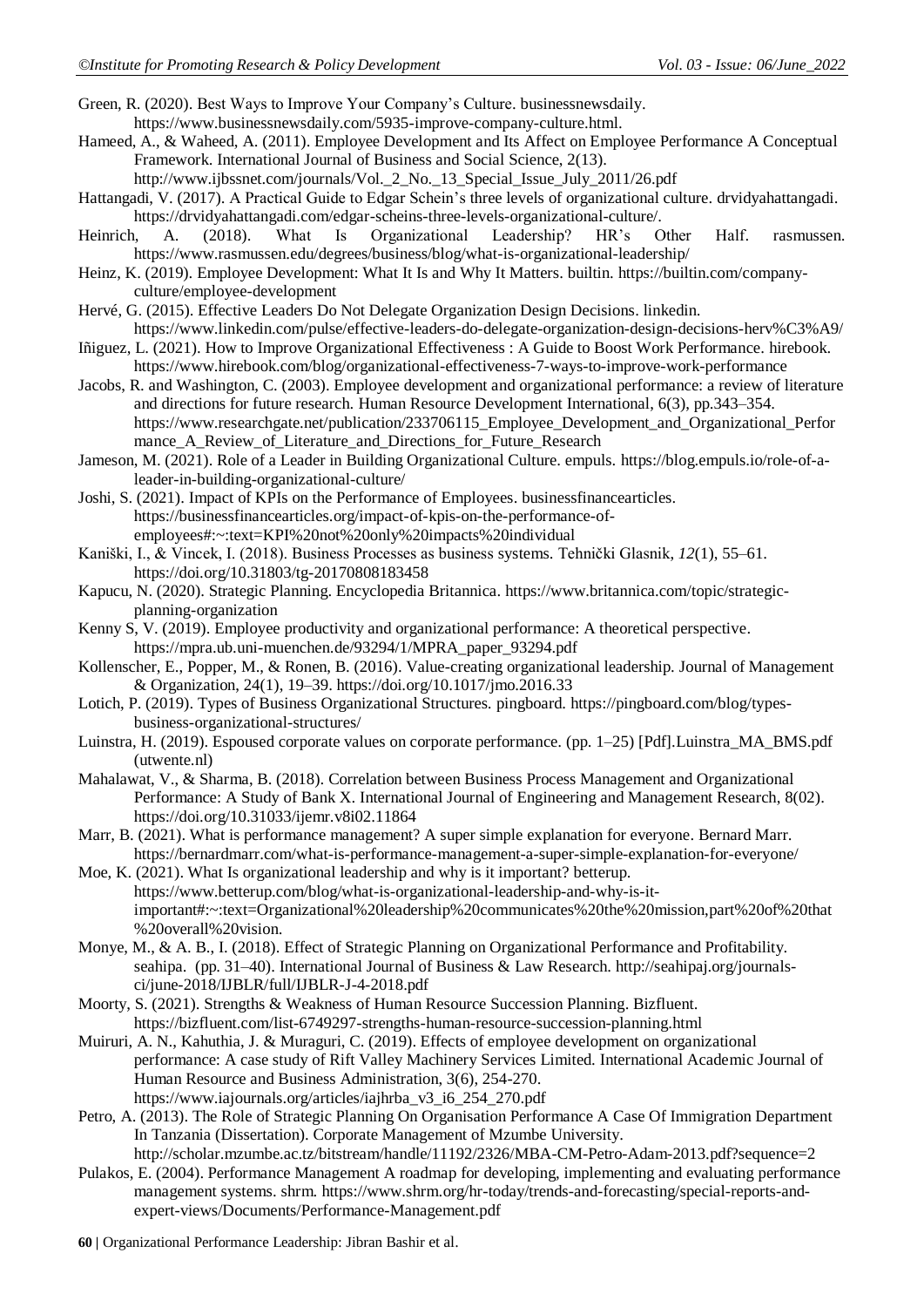Green, R. (2020). Best Ways to Improve Your Company's Culture. businessnewsdaily. https://www.businessnewsdaily.com/5935-improve-company-culture.html.

Hameed, A., & Waheed, A. (2011). Employee Development and Its Affect on Employee Performance A Conceptual Framework. International Journal of Business and Social Science, 2(13). http://www.ijbssnet.com/journals/Vol._2_No._13_Special_Issue_July_2011/26.pdf

Hattangadi, V. (2017). A Practical Guide to Edgar Schein's three levels of organizational culture. drvidyahattangadi. https://drvidyahattangadi.com/edgar-scheins-three-levels-organizational-culture/.

Heinrich, A. (2018). What Is Organizational Leadership? HR's Other Half. rasmussen. https://www.rasmussen.edu/degrees/business/blog/what-is-organizational-leadership/

Heinz, K. (2019). Employee Development: What It Is and Why It Matters. builtin. https://builtin.com/company-culture/employee-development

Hervé, G. (2015). Effective Leaders Do Not Delegate Organization Design Decisions. linkedin. https://www.linkedin.com/pulse/effective-leaders-do-delegate-organization-design-decisions-herv%C3%A9/

Iñiguez, L. (2021). How to Improve Organizational Effectiveness : A Guide to Boost Work Performance. hirebook. https://www.hirebook.com/blog/organizational-effectiveness-7-ways-to-improve-work-performance

Jacobs, R. and Washington, C. (2003). Employee development and organizational performance: a review of literature and directions for future research. Human Resource Development International, 6(3), pp.343–354. https://www.researchgate.net/publication/233706115_Employee_Development_and_Organizational_Performance_A_Review_of_Literature_and_Directions_for_Future_Research

Jameson, M. (2021). Role of a Leader in Building Organizational Culture. empuls. https://blog.empuls.io/role-of-a-leader-in-building-organizational-culture/

Joshi, S. (2021). Impact of KPIs on the Performance of Employees. businessfinancearticles. https://businessfinancearticles.org/impact-of-kpis-on-the-performance-of-employees#:~:text=KPI%20not%20only%20impacts%20individual

Kaniški, I., & Vincek, I. (2018). Business Processes as business systems. Tehnički Glasnik, *12*(1), 55–61. https://doi.org/10.31803/tg-20170808183458

Kapucu, N. (2020). Strategic Planning. Encyclopedia Britannica. https://www.britannica.com/topic/strategic-planning-organization

Kenny S, V. (2019). Employee productivity and organizational performance: A theoretical perspective. https://mpra.ub.uni-muenchen.de/93294/1/MPRA_paper_93294.pdf

Kollenscher, E., Popper, M., & Ronen, B. (2016). Value-creating organizational leadership. Journal of Management & Organization, 24(1), 19–39. https://doi.org/10.1017/jmo.2016.33

Lotich, P. (2019). Types of Business Organizational Structures. pingboard. https://pingboard.com/blog/types-business-organizational-structures/

Luinstra, H. (2019). Espoused corporate values on corporate performance. (pp. 1–25) [Pdf].Luinstra_MA_BMS.pdf (utwente.nl)

Mahalawat, V., & Sharma, B. (2018). Correlation between Business Process Management and Organizational Performance: A Study of Bank X. International Journal of Engineering and Management Research, 8(02). https://doi.org/10.31033/ijemr.v8i02.11864

Marr, B. (2021). What is performance management? A super simple explanation for everyone. Bernard Marr. https://bernardmarr.com/what-is-performance-management-a-super-simple-explanation-for-everyone/

Moe, K. (2021). What Is organizational leadership and why is it important? betterup. https://www.betterup.com/blog/what-is-organizational-leadership-and-why-is-it-important#:~:text=Organizational%20leadership%20communicates%20the%20mission,part%20of%20that%20overall%20vision.

Monye, M., & A. B., I. (2018). Effect of Strategic Planning on Organizational Performance and Profitability. seahipa. (pp. 31–40). International Journal of Business & Law Research. http://seahipaj.org/journals-ci/june-2018/IJBLR/full/IJBLR-J-4-2018.pdf

Moorty, S. (2021). Strengths & Weakness of Human Resource Succession Planning. Bizfluent. https://bizfluent.com/list-6749297-strengths-human-resource-succession-planning.html

Muiruri, A. N., Kahuthia, J. & Muraguri, C. (2019). Effects of employee development on organizational performance: A case study of Rift Valley Machinery Services Limited. International Academic Journal of Human Resource and Business Administration, 3(6), 254-270. https://www.iajournals.org/articles/iajhrba_v3_i6_254_270.pdf

Petro, A. (2013). The Role of Strategic Planning On Organisation Performance A Case Of Immigration Department In Tanzania (Dissertation). Corporate Management of Mzumbe University. http://scholar.mzumbe.ac.tz/bitstream/handle/11192/2326/MBA-CM-Petro-Adam-2013.pdf?sequence=2

Pulakos, E. (2004). Performance Management A roadmap for developing, implementing and evaluating performance management systems. shrm. https://www.shrm.org/hr-today/trends-and-forecasting/special-reports-and-expert-views/Documents/Performance-Management.pdf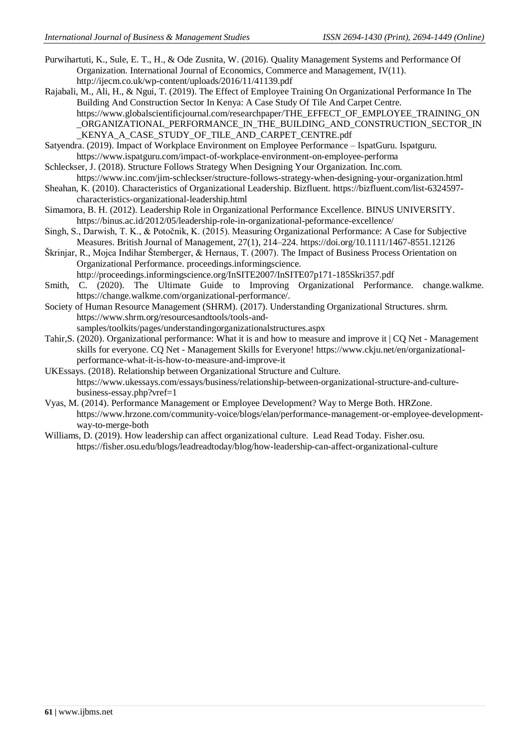Purwihartuti, K., Sule, E. T., H., & Ode Zusnita, W. (2016). Quality Management Systems and Performance Of Organization. International Journal of Economics, Commerce and Management, IV(11). http://ijecm.co.uk/wp-content/uploads/2016/11/41139.pdf

Rajabali, M., Ali, H., & Ngui, T. (2019). The Effect of Employee Training On Organizational Performance In The Building And Construction Sector In Kenya: A Case Study Of Tile And Carpet Centre. https://www.globalscientificjournal.com/researchpaper/THE_EFFECT_OF_EMPLOYEE_TRAINING_ON_ORGANIZATIONAL_PERFORMANCE_IN_THE_BUILDING_AND_CONSTRUCTION_SECTOR_IN_KENYA_A_CASE_STUDY_OF_TILE_AND_CARPET_CENTRE.pdf

Satyendra. (2019). Impact of Workplace Environment on Employee Performance – IspatGuru. Ispatguru. https://www.ispatguru.com/impact-of-workplace-environment-on-employee-performa

Schleckser, J. (2018). Structure Follows Strategy When Designing Your Organization. Inc.com. https://www.inc.com/jim-schleckser/structure-follows-strategy-when-designing-your-organization.html

Sheahan, K. (2010). Characteristics of Organizational Leadership. Bizfluent. https://bizfluent.com/list-6324597-characteristics-organizational-leadership.html

Simamora, B. H. (2012). Leadership Role in Organizational Performance Excellence. BINUS UNIVERSITY. https://binus.ac.id/2012/05/leadership-role-in-organizational-peformance-excellence/

Singh, S., Darwish, T. K., & Potočnik, K. (2015). Measuring Organizational Performance: A Case for Subjective Measures. British Journal of Management, 27(1), 214–224. https://doi.org/10.1111/1467-8551.12126

Škrinjar, R., Mojca Indihar Štemberger, & Hernaus, T. (2007). The Impact of Business Process Orientation on Organizational Performance. proceedings.informingscience. http://proceedings.informingscience.org/InSITE2007/InSITE07p171-185Skri357.pdf

Smith, C. (2020). The Ultimate Guide to Improving Organizational Performance. change.walkme. https://change.walkme.com/organizational-performance/.

Society of Human Resource Management (SHRM). (2017). Understanding Organizational Structures. shrm. https://www.shrm.org/resourcesandtools/tools-and-samples/toolkits/pages/understandingorganizationalstructures.aspx

Tahir,S. (2020). Organizational performance: What it is and how to measure and improve it | CQ Net - Management skills for everyone. CQ Net - Management Skills for Everyone! https://www.ckju.net/en/organizational-performance-what-it-is-how-to-measure-and-improve-it

UKEssays. (2018). Relationship between Organizational Structure and Culture. https://www.ukessays.com/essays/business/relationship-between-organizational-structure-and-culture-business-essay.php?vref=1

Vyas, M. (2014). Performance Management or Employee Development? Way to Merge Both. HRZone. https://www.hrzone.com/community-voice/blogs/elan/performance-management-or-employee-development-way-to-merge-both

Williams, D. (2019). How leadership can affect organizational culture. Lead Read Today. Fisher.osu. https://fisher.osu.edu/blogs/leadreadtoday/blog/how-leadership-can-affect-organizational-culture